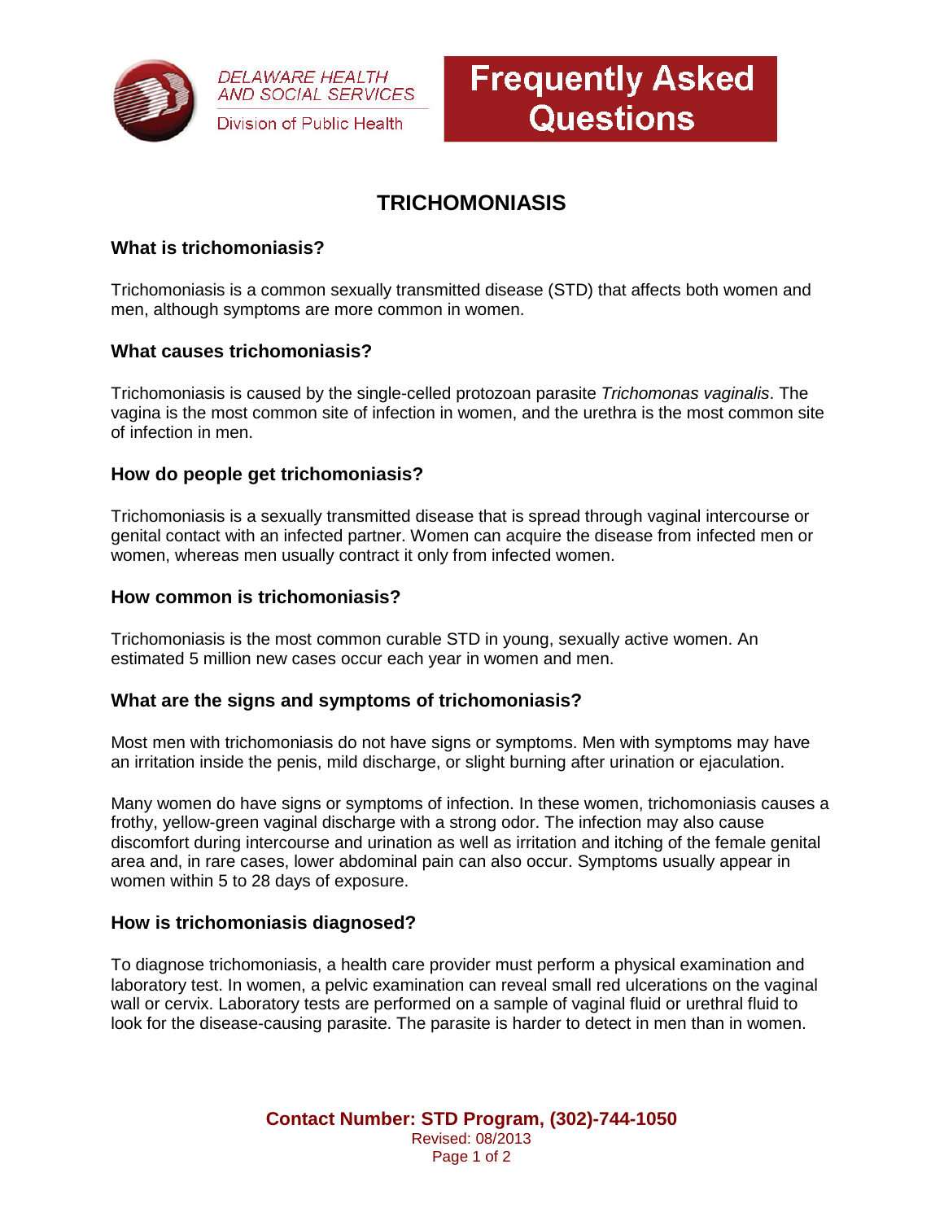DELAWARE HEALTH AND SOCIAL SERVICES

Division of Public Health

**Frequently Asked Questions**

# TRICHOMONIASIS

## What is trichomoniasis?

Trichomoniasis is a common sexually transmitted disease (STD) that affects both women and men, although symptoms are more common in women.

## What causes trichomoniasis?

Trichomoniasis is caused by the single-celled protozoan parasite *Trichomonas vaginalis*. The vagina is the most common site of infection in women, and the urethra is the most common site of infection in men.

## How do people get trichomoniasis?

Trichomoniasis is a sexually transmitted disease that is spread through vaginal intercourse or genital contact with an infected partner. Women can acquire the disease from infected men or women, whereas men usually contract it only from infected women.

## How common is trichomoniasis?

Trichomoniasis is the most common curable STD in young, sexually active women. An estimated 5 million new cases occur each year in women and men.

## What are the signs and symptoms of trichomoniasis?

Most men with trichomoniasis do not have signs or symptoms. Men with symptoms may have an irritation inside the penis, mild discharge, or slight burning after urination or ejaculation.

Many women do have signs or symptoms of infection. In these women, trichomoniasis causes a frothy, yellow-green vaginal discharge with a strong odor. The infection may also cause discomfort during intercourse and urination as well as irritation and itching of the female genital area and, in rare cases, lower abdominal pain can also occur. Symptoms usually appear in women within 5 to 28 days of exposure.

## How is trichomoniasis diagnosed?

To diagnose trichomoniasis, a health care provider must perform a physical examination and laboratory test. In women, a pelvic examination can reveal small red ulcerations on the vaginal wall or cervix. Laboratory tests are performed on a sample of vaginal fluid or urethral fluid to look for the disease-causing parasite. The parasite is harder to detect in men than in women.

**Contact Number: STD Program, (302)-744-1050**

Revised: 08/2013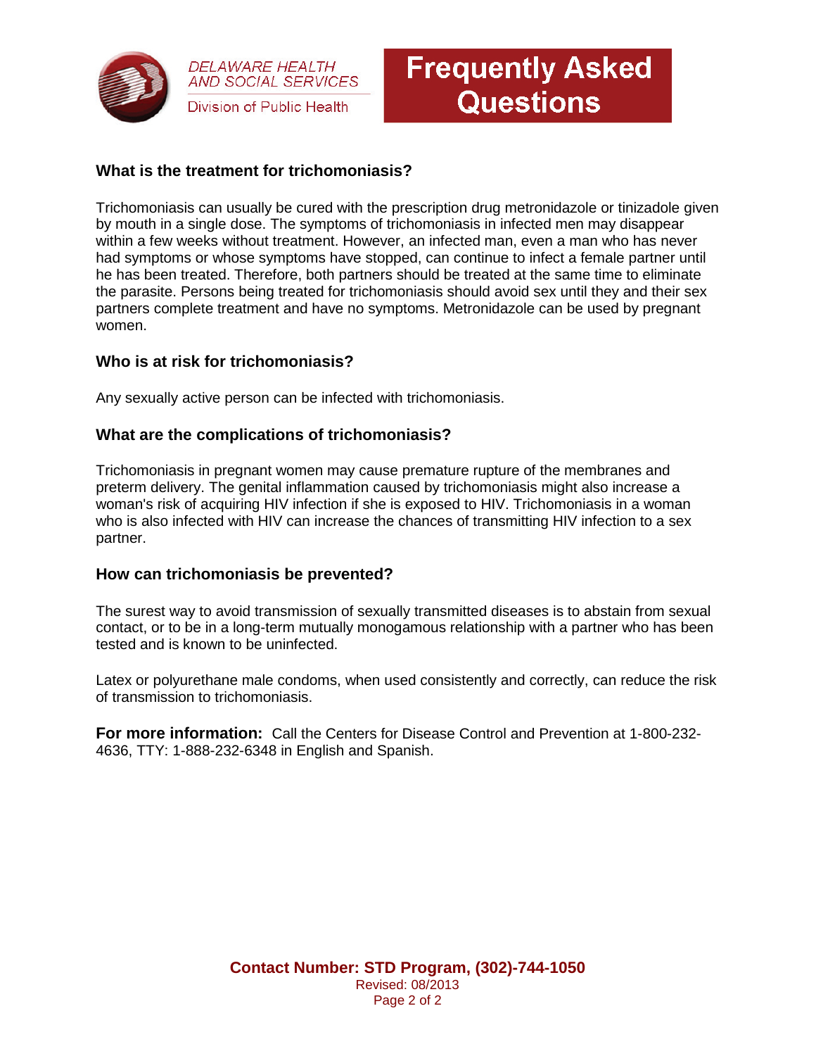## What is the treatment for trichomoniasis?

Trichomoniasis can usually be cured with the prescription drug metronidazole or tinizadole given by mouth in a single dose. The symptoms of trichomoniasis in infected men may disappear within a few weeks without treatment. However, an infected man, even a man who has never had symptoms or whose symptoms have stopped, can continue to infect a female partner until he has been treated. Therefore, both partners should be treated at the same time to eliminate the parasite. Persons being treated for trichomoniasis should avoid sex until they and their sex partners complete treatment and have no symptoms. Metronidazole can be used by pregnant women.

## Who is at risk for trichomoniasis?

Any sexually active person can be infected with trichomoniasis.

## What are the complications of trichomoniasis?

Trichomoniasis in pregnant women may cause premature rupture of the membranes and preterm delivery. The genital inflammation caused by trichomoniasis might also increase a woman's risk of acquiring HIV infection if she is exposed to HIV. Trichomoniasis in a woman who is also infected with HIV can increase the chances of transmitting HIV infection to a sex partner.

## How can trichomoniasis be prevented?

The surest way to avoid transmission of sexually transmitted diseases is to abstain from sexual contact, or to be in a long-term mutually monogamous relationship with a partner who has been tested and is known to be uninfected.

Latex or polyurethane male condoms, when used consistently and correctly, can reduce the risk of transmission to trichomoniasis.

**For more information:** Call the Centers for Disease Control and Prevention at 1-800-232-4636, TTY: 1-888-232-6348 in English and Spanish.

**Contact Number: STD Program, (302)-744-1050**

Revised: 08/2013